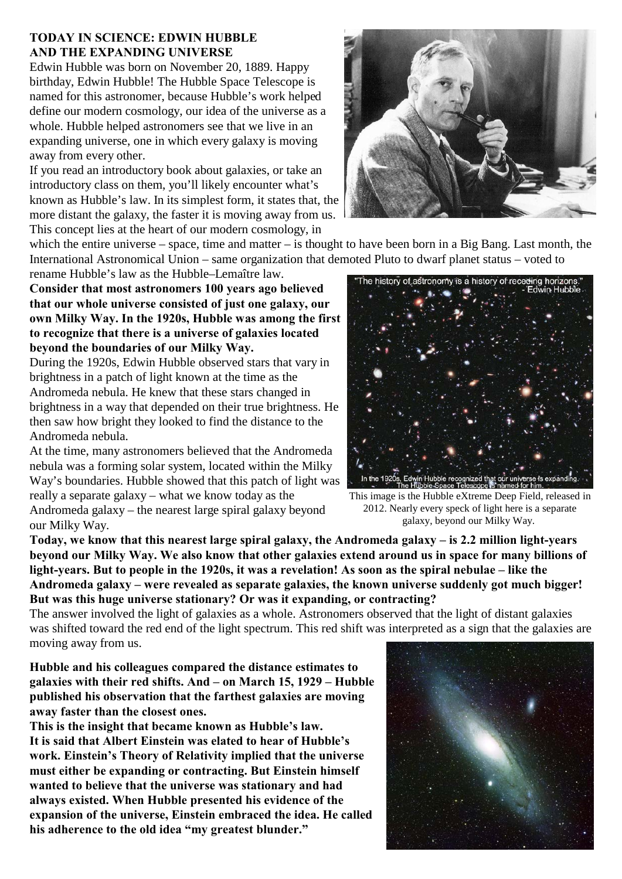**TODAY IN SCIENCE: EDWIN HUBBLE AND THE EXPANDING UNIVERSE**

Edwin Hubble was born on November 20, 1889. Happy birthday, Edwin Hubble! The Hubble Space Telescope is named for this astronomer, because Hubble's work helped define our modern cosmology, our idea of the universe as a whole. Hubble helped astronomers see that we live in an expanding universe, one in which every galaxy is moving away from every other.

If you read an introductory book about galaxies, or take an introductory class on them, you'll likely encounter what's known as Hubble's law. In its simplest form, it states that, the more distant the galaxy, the faster it is moving away from us. This concept lies at the heart of our modern cosmology, in which the entire universe – space, time and matter – is thought to have been born in a Big Bang. Last month, the International Astronomical Union – same organization that demoted Pluto to dwarf planet status – voted to rename Hubble's law as the Hubble–Lemaître law.

**Consider that most astronomers 100 years ago believed that our whole universe consisted of just one galaxy, our own Milky Way. In the 1920s, Hubble was among the first to recognize that there is a universe of galaxies located beyond the boundaries of our Milky Way.**

During the 1920s, Edwin Hubble observed stars that vary in brightness in a patch of light known at the time as the Andromeda nebula. He knew that these stars changed in brightness in a way that depended on their true brightness. He then saw how bright they looked to find the distance to the Andromeda nebula.

At the time, many astronomers believed that the Andromeda nebula was a forming solar system, located within the Milky Way's boundaries. Hubble showed that this patch of light was really a separate galaxy – what we know today as the Andromeda galaxy – the nearest large spiral galaxy beyond our Milky Way.

"The history of astronomy is a history of receding horizons." - Edwin Hubble

In the 1920s, Edwin Hubble recognized that our universe is expanding. The Hubble Space Telescope is named for him.

This image is the Hubble eXtreme Deep Field, released in 2012. Nearly every speck of light here is a separate galaxy, beyond our Milky Way.

**Today, we know that this nearest large spiral galaxy, the Andromeda galaxy – is 2.2 million light-years beyond our Milky Way. We also know that other galaxies extend around us in space for many billions of light-years. But to people in the 1920s, it was a revelation! As soon as the spiral nebulae – like the Andromeda galaxy – were revealed as separate galaxies, the known universe suddenly got much bigger! But was this huge universe stationary? Or was it expanding, or contracting?**

The answer involved the light of galaxies as a whole. Astronomers observed that the light of distant galaxies was shifted toward the red end of the light spectrum. This red shift was interpreted as a sign that the galaxies are moving away from us.

**Hubble and his colleagues compared the distance estimates to galaxies with their red shifts. And – on March 15, 1929 – Hubble published his observation that the farthest galaxies are moving away faster than the closest ones.**

**This is the insight that became known as Hubble's law.**

**It is said that Albert Einstein was elated to hear of Hubble's work. Einstein's Theory of Relativity implied that the universe must either be expanding or contracting. But Einstein himself wanted to believe that the universe was stationary and had always existed. When Hubble presented his evidence of the expansion of the universe, Einstein embraced the idea. He called his adherence to the old idea "my greatest blunder."**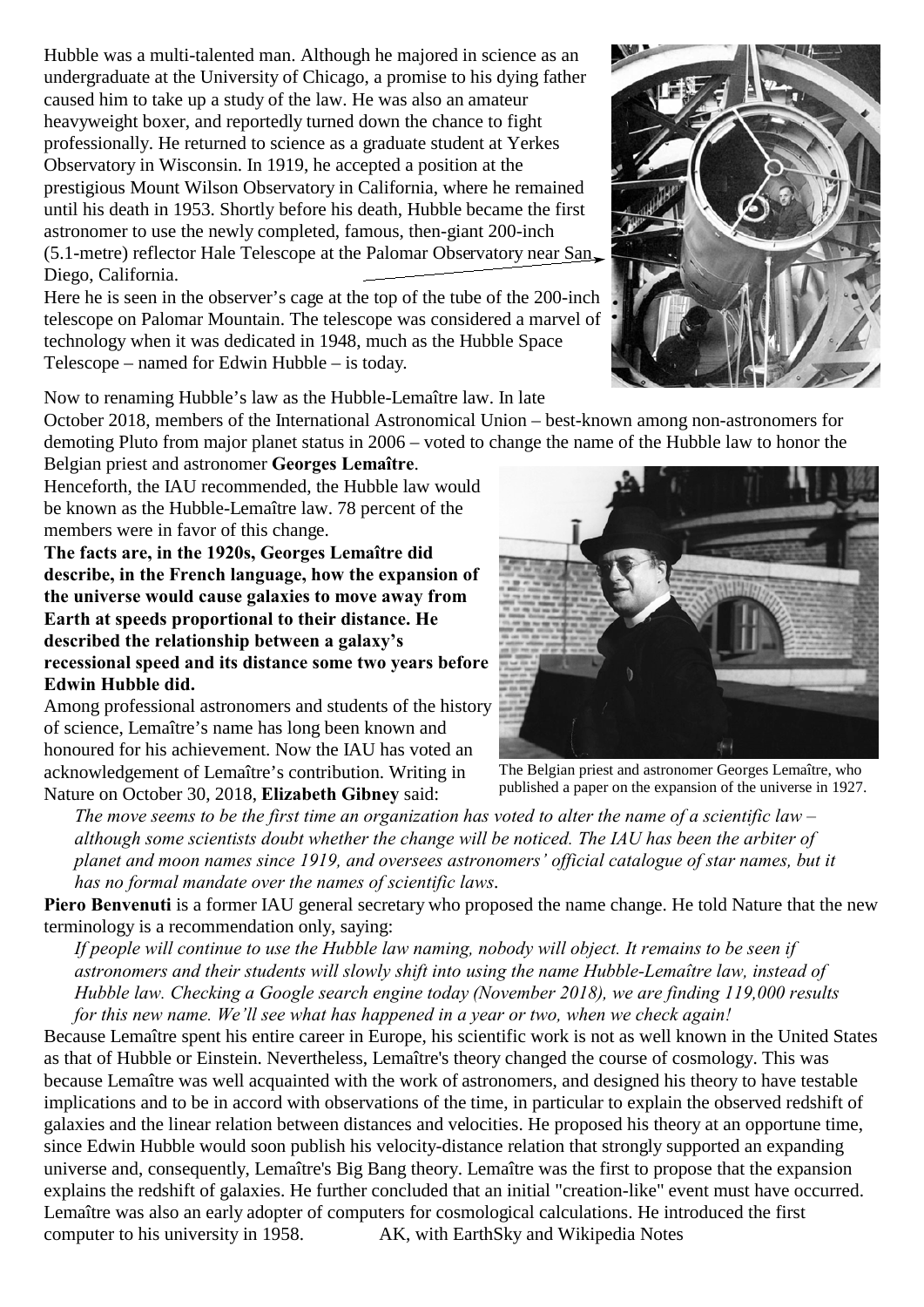Hubble was a multi-talented man. Although he majored in science as an undergraduate at the University of Chicago, a promise to his dying father caused him to take up a study of the law. He was also an amateur heavyweight boxer, and reportedly turned down the chance to fight professionally. He returned to science as a graduate student at Yerkes Observatory in Wisconsin. In 1919, he accepted a position at the prestigious Mount Wilson Observatory in California, where he remained until his death in 1953. Shortly before his death, Hubble became the first astronomer to use the newly completed, famous, then-giant 200-inch (5.1-metre) reflector Hale Telescope at the Palomar Observatory near San Diego, California.

Here he is seen in the observer's cage at the top of the tube of the 200-inch telescope on Palomar Mountain. The telescope was considered a marvel of technology when it was dedicated in 1948, much as the Hubble Space Telescope – named for Edwin Hubble – is today.

Now to renaming Hubble's law as the Hubble-Lemaître law. In late October 2018, members of the International Astronomical Union – best-known among non-astronomers for demoting Pluto from major planet status in 2006 – voted to change the name of the Hubble law to honor the Belgian priest and astronomer **Georges Lemaître**.

Henceforth, the IAU recommended, the Hubble law would be known as the Hubble-Lemaître law. 78 percent of the members were in favor of this change.

**The facts are, in the 1920s, Georges Lemaître did describe, in the French language, how the expansion of the universe would cause galaxies to move away from Earth at speeds proportional to their distance. He described the relationship between a galaxy's recessional speed and its distance some two years before Edwin Hubble did.**

Among professional astronomers and students of the history of science, Lemaître's name has long been known and honoured for his achievement. Now the IAU has voted an acknowledgement of Lemaître's contribution. Writing in Nature on October 30, 2018, **Elizabeth Gibney** said:

The Belgian priest and astronomer Georges Lemaître, who published a paper on the expansion of the universe in 1927.

> *The move seems to be the first time an organization has voted to alter the name of a scientific law – although some scientists doubt whether the change will be noticed. The IAU has been the arbiter of planet and moon names since 1919, and oversees astronomers' official catalogue of star names, but it has no formal mandate over the names of scientific laws.*

**Piero Benvenuti** is a former IAU general secretary who proposed the name change. He told Nature that the new terminology is a recommendation only, saying:

> *If people will continue to use the Hubble law naming, nobody will object. It remains to be seen if astronomers and their students will slowly shift into using the name Hubble-Lemaître law, instead of Hubble law. Checking a Google search engine today (November 2018), we are finding 119,000 results for this new name. We'll see what has happened in a year or two, when we check again!*

Because Lemaître spent his entire career in Europe, his scientific work is not as well known in the United States as that of Hubble or Einstein. Nevertheless, Lemaître's theory changed the course of cosmology. This was because Lemaître was well acquainted with the work of astronomers, and designed his theory to have testable implications and to be in accord with observations of the time, in particular to explain the observed redshift of galaxies and the linear relation between distances and velocities. He proposed his theory at an opportune time, since Edwin Hubble would soon publish his velocity-distance relation that strongly supported an expanding universe and, consequently, Lemaître's Big Bang theory. Lemaître was the first to propose that the expansion explains the redshift of galaxies. He further concluded that an initial "creation-like" event must have occurred. Lemaître was also an early adopter of computers for cosmological calculations. He introduced the first computer to his university in 1958.

AK, with EarthSky and Wikipedia Notes